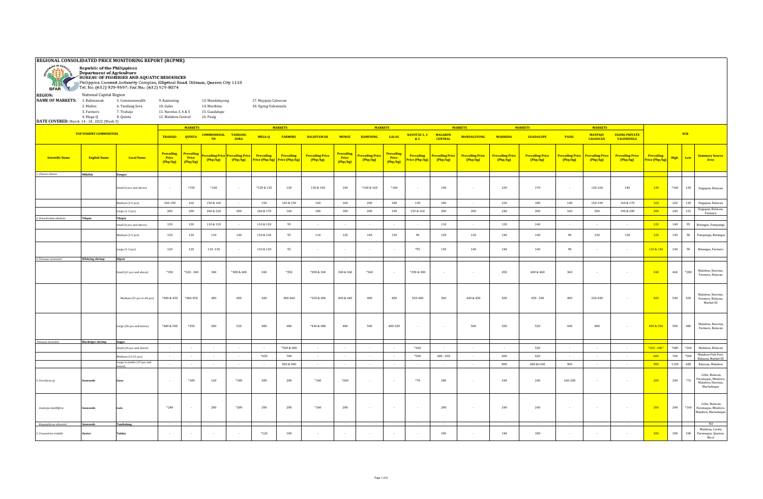# REGIONAL CONSOLIDATED PRICE MONITORING REPORT (RCPMR)

Republic of the Philippines
Department of Agriculture
BUREAU OF FISHERIES AND AQUATIC RESOURCES
Philippine Coconut Authority Complex, Elliptical Road, Diliman, Quezon City 1118
Tel. No. (632) 929-9597; Fax No.: (632) 929-8074

**REGION:** National Capital Region

**NAME OF MARKETS:** 1. Balintawak, 2. Muñoz, 3. Farmers, 4. Mega-Q, 5. Commonwealth, 6. Tandang Sora, 7. Trabajo, 8. Quinta, 9. Kamuning, 10. Galas, 11. Navotas 3, 4 & 5, 12. Malabon Central, 13. Mandaluyong, 14. Marikina, 15. Guadalupe, 16. Pasig, 17. Maypajo Caloocan, 18. Ugong Valenzuela

**DATE COVERED:** March 14 - 18, 2022 (Week 3)

| TOP FISHERY COMMODITIES | | | TRABAJO | QUINTA | COMMONWEALTH | TANDANG SORA | MEGA-Q | FARMERS | BALINTAWAK | MUNOZ | KAMUNING | GALAS | NAVOTAS 3, 4 & 5 | MALABON CENTRAL | MANDALUYONG | MARIKINA | GUADALUPE | PASIG | MAYPAJO CALOOCAN | UGONG PRIVATE VALENZUELA | NCR | | | |
|---|---|---|---|---|---|---|---|---|---|---|---|---|---|---|---|---|---|---|---|---|---|---|---|---|
| Scientific Name | English Name | Local Name | Prevailing Price (Php/kg) | Prevailing Price (Php/kg) | Prevailing Price (Php/kg) | Prevailing Price (Php/kg) | Prevailing Price (Php/kg) | Prevailing Price (Php/kg) | Prevailing Price (Php/kg) | Prevailing Price (Php/kg) | Prevailing Price (Php/kg) | Prevailing Price (Php/kg) | Prevailing Price (Php/kg) | Prevailing Price (Php/kg) | Prevailing Price (Php/kg) | Prevailing Price (Php/kg) | Prevailing Price (Php/kg) | Prevailing Price (Php/kg) | Prevailing Price (Php/kg) | Prevailing Price (Php/kg) | Prevailing Price (Php/kg) | High | Low | Summary Source Area |
| 1. Chanos chanos | Milkfish | Bangus | | | | | | | | | | | | | | | | | | | | | | |
| | | Small (6 pcs and above) | - | *150 | *160 | - | *120 & 135 | 120 | 130 & 140 | 140 | *140 & 160 | *140 | - | 140 | - | 220 | 170 | - | 120-160 | 140 | 140 | *160 | 120 | Dagupan, Bulacan |
| | | Medium (3-5 pcs) | 160-190 | 160 | 150 & 160 | - | 150 | 145 & 150 | 160 | 160 | 200 | 180 | 130 | 180 | - | 220 | 180 | 140 | 150-190 | 160 & 170 | 160 | 220 | 130 | Dagupan, Bulacan |
| | | Large (1-2 pcs) | 200 | 200 | 200 & 220 | 200 | 160 & 170 | 160 | 180 | 180 | 200 | 190 | 155 & 160 | 200 | 200 | 240 | 200 | 160 | 200 | 190 & 200 | 200 | 240 | 155 | Dagupan, Bulacan, Farmers |
| 2. Oreochromis niloticus | Tilapia | Tilapia | | | | | | | | | | | | | | | | | | | | | | |
| | | Small (6 pcs and above) | 120 | 120 | 110 & 120 | - | 110 & 120 | 95 | - | - | - | - | - | 110 | - | 120 | 140 | - | - | - | 120 | 140 | 95 | Batangas, Pampanga |
| | | Medium (3-5 pcs) | 120 | 120 | 110 | 140 | 110 & 120 | 95 | 110 | 120 | 140 | 130 | 90 | 120 | 120 | 140 | 140 | 90 | 120 | 130 | 120 | 140 | 90 | Pampanga, Batangas |
| | | Large (1-2 pcs) | 120 | 120 | 110 -130 | - | 110 & 120 | 95 | - | - | - | - | *95 | 130 | 140 | 140 | 140 | 90 | - | - | 120 & 140 | 140 | 90 | Batangas, Farmers |
| 3. Penaeus vannamei | Whiteleg shrimp | Hipon | | | | | | | - | - | - | - | - | | | | | | | | | | | |
| | | Small (61 pcs and above) | *350 | *320 - 360 | 340 | *380 & 400 | 340 | *350 | *280 & 360 | 340 & 360 | *360 | - | *290 & 300 | - | - | 450 | 400 & 460 | 360 | - | - | 340 | 460 | *280 | Malabon, Navotas, Farmers, Bulacan |
| | | Medium (31 pcs to 60 pcs) | *400 & 450 | *400-450 | 400 | 480 | 440 | 400-460 | *320 & 400 | 400 & 440 | 400 | 480 | 350-400 | 360 | 440 & 450 | 500 | 450 - 540 | 400 | 320-440 | - | 400 | 540 | 320 | Malabon, Navotas, Farmers, Bulacan, Market III |
| | | Large (30 pcs and below) | *480 & 500 | *450 | 500 | 520 | 480 | 480 | *440 & 480 | 480 | 500 | 400-520 | - | - | 500 | 500 | 520 | 440 | 480 | - | 480 & 500 | 500 | 480 | Malabon, Navotas, Farmers, Bulacan |
| Penaeus monodon | Blacktiger shrimp | Sugpo | | | | | | | | | | | | | | | | | | | | | | |
| | | Small (26 pcs and above) | - | - | - | - | - | *500 & 680 | - | - | - | - | *260 | - | - | - | 520 | - | - | - | *260 - 680 ¹ | *680 | *260 | Malabon, Bulacan |
| | | Medium (16-25 pcs) | - | - | - | - | *650 | 700 | - | - | - | - | *500 | 600 - 650 | - | 600 | 620 | - | - | - | 600 | 700 | *500 | Malabon Fish Port, Bulacan, Market III |
| | | Large to jumbo (15 pcs and below) | - | - | - | - | - | 850 & 900 | - | - | - | - | - | - | - | 800 | 680 &1100 | 900 | - | - | 900 | 1100 | 680 | Bulacan, Malabon |
| 4. Gracilaria sp. | Seaweeds | Guso | - | *180 | 120 | *180 | 200 | 200 | *160 | *200 | - | - | *70 | 180 | - | 240 | 240 | 160-200 | - | - | 200 | 240 | *70 | Cebu, Bulacan, Paranaque, Mindoro, Malabon, Navotas, Marinduque |
| Caulerpa lentillifera | Seaweeds | Lato | *240 | - | 200 | *200 | 200 | 200 | *160 | 200 | - | - | - | 200 | - | 240 | 240 | - | - | - | 200 | 240 | *160 | Cebu, Bulacan, Paranaque, Mindoro, Malabon, Marinduque |
| Kappaphycus alvarezii | Seaweeds | Tambalang | - | - | - | - | - | - | - | - | - | - | - | - | - | - | - | - | - | - | - | - | - | NA |
| 5. Crassostrea iredalie | Oyster | Talaba | - | - | - | - | *120 | 100 | - | - | - | - | - | 100 | - | 140 | 180 | - | - | - | 100 | 180 | 100 | Malabon, Cavite, Paranaque, Quezon, Bicol |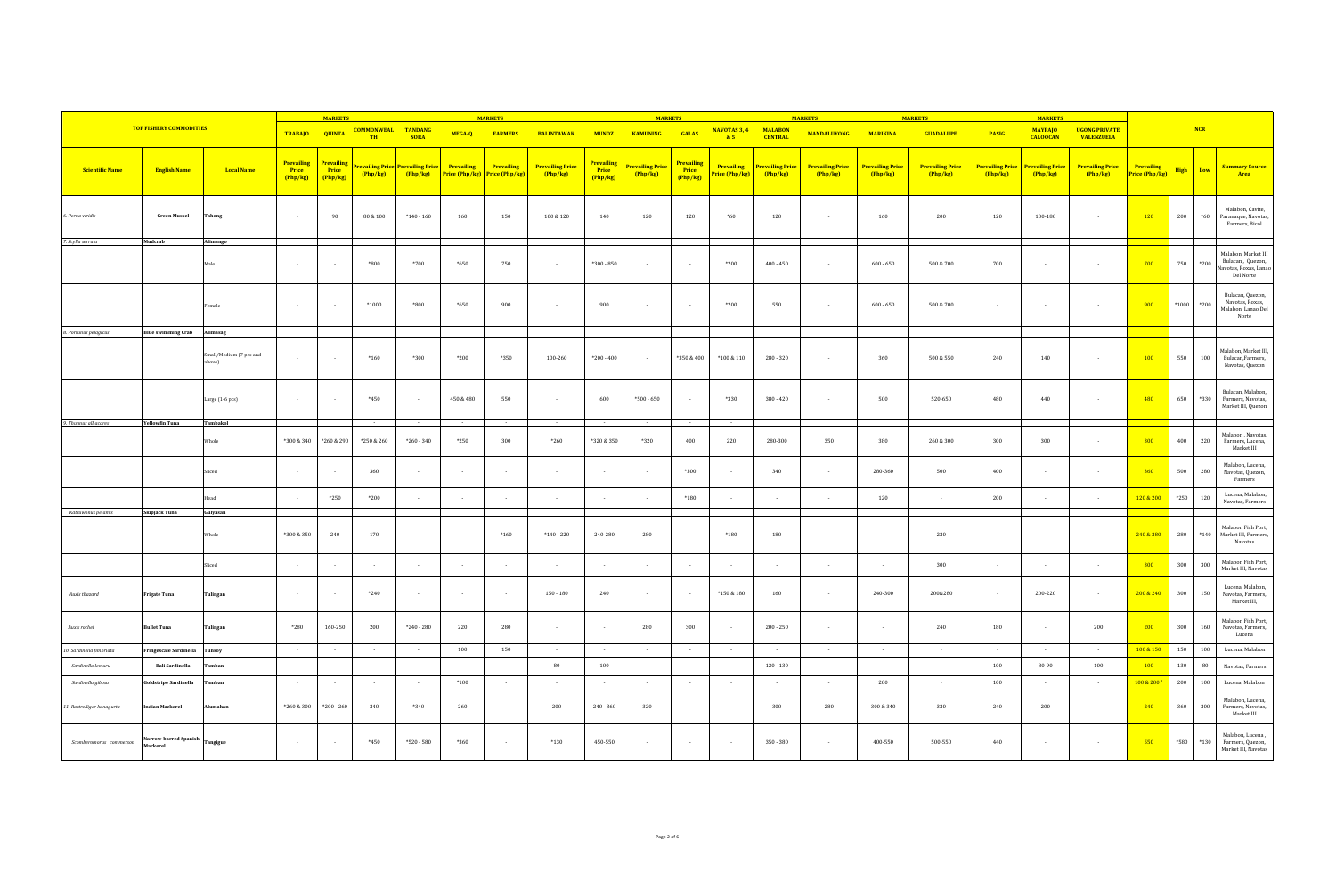| TOP FISHERY COMMODITIES | | | MARKETS | | | | | | | | | | | | | | | | | | | NCR | | | |
|---|---|---|---|---|---|---|---|---|---|---|---|---|---|---|---|---|---|---|---|---|---|---|---|---|---|
| | | | TRABAJO | QUINTA | COMMONWEALTH | TANDANG SORA | MEGA-Q | FARMERS | BALINTAWAK | MUNOZ | KAMUNING | GALAS | NAVOTAS 3, 4 & 5 | MALABON CENTRAL | MANDALUYONG | MARIKINA | GUADALUPE | PASIG | MAYPAJO CALOOCAN | UGONG PRIVATE VALENZUELA | | | | |
| Scientific Name | English Name | Local Name | Prevailing Price (Php/kg) | Prevailing Price (Php/kg) | Prevailing Price (Php/kg) | Prevailing Price (Php/kg) | Prevailing Price (Php/kg) | Prevailing Price (Php/kg) | Prevailing Price (Php/kg) | Prevailing Price (Php/kg) | Prevailing Price (Php/kg) | Prevailing Price (Php/kg) | Prevailing Price (Php/kg) | Prevailing Price (Php/kg) | Prevailing Price (Php/kg) | Prevailing Price (Php/kg) | Prevailing Price (Php/kg) | Prevailing Price (Php/kg) | Prevailing Price (Php/kg) | Prevailing Price (Php/kg) | Prevailing Price (Php/kg) | High | Low | Summary Source Area |
| 6. Perna viridis | Green Mussel | Tahong | - | 90 | 80 & 100 | *140 - 160 | 160 | 150 | 100 & 120 | 140 | 120 | 120 | *60 | 120 | - | 160 | 200 | 120 | 100-180 | - | 120 | 200 | *60 | Malabon, Cavite, Paranaque, Navotas, Farmers, Bicol |
| 7. Scylla serrata | Mudcrab | Alimango | | | | | | | | | | | | | | | | | | | | | | |
| | | Male | - | - | *800 | *700 | *650 | 750 | - | *300 - 850 | - | - | *200 | 400 - 450 | - | 600 - 650 | 500 & 700 | 700 | - | - | 700 | 750 | *200 | Malabon, Market III Bulacan , Quezon, Navotas, Roxas, Lanao Del Norte |
| | | Female | - | - | *1000 | *800 | *650 | 900 | - | 900 | - | - | *200 | 550 | - | 600 - 650 | 500 & 700 | - | - | - | 900 | *1000 | *200 | Bulacan, Quezon, Navotas, Roxas, Malabon, Lanao Del Norte |
| 8. Portunus pelagicus | Blue swimming Crab | Alimasag | | | | | | | | | | | | | | | | | | | | | | |
| | | Small/Medium (7 pcs and above) | - | - | *160 | *300 | *200 | *350 | 100-260 | *200 - 400 | - | *350 & 400 | *100 & 110 | 280 - 320 | - | 360 | 500 & 550 | 240 | 140 | - | 100 | 550 | 100 | Malabon, Market III, Bulacan,Farmers, Navotas, Quezon |
| | | Large (1-6 pcs) | - | - | *450 | - | 450 & 480 | 550 | - | 600 | *500 - 650 | - | *330 | 380 - 420 | - | 500 | 520-650 | 480 | 440 | - | 480 | 650 | *330 | Bulacan, Malabon, Farmers, Navotas, Market III, Quezon |
| 9. Thunnus albacares | Yellowfin Tuna | Tambakol | | | - | - | - | - | - | - | - | - | - | | | | | | | | | | | |
| | | Whole | *300 & 340 | *260 & 290 | *250 & 260 | *260 - 340 | *250 | 300 | *260 | *320 & 350 | *320 | 400 | 220 | 280-300 | 350 | 380 | 260 & 300 | 300 | 300 | - | 300 | 400 | 220 | Malabon , Navotas, Farmers, Lucena, Market III |
| | | Sliced | - | - | 360 | - | - | - | - | - | - | *300 | - | 340 | - | 280-360 | 500 | 400 | - | - | 360 | 500 | 280 | Malabon, Lucena, Navotas, Quezon, Farmers |
| | | Head | - | *250 | *200 | - | - | - | - | - | - | *180 | - | - | - | 120 | - | 200 | - | - | 120 & 200 | *250 | 120 | Lucena, Malabon, Navotas, Farmers |
| Katsuwonus pelamis | Skipjack Tuna | Gulyasan | | | | | | | | | | | | | | | | | | | | | | |
| | | Whole | *300 & 350 | 240 | 170 | - | - | *160 | *140 - 220 | 240-280 | 280 | - | *180 | 180 | - | - | 220 | - | - | - | 240 & 280 | 280 | *140 | Malabon Fish Port, Market III, Farmers, Navotas |
| | | Sliced | - | - | - | - | - | - | - | - | - | - | - | - | - | - | 300 | - | - | - | 300 | 300 | 300 | Malabon Fish Port, Market III, Navotas |
| Auxis thazard | Frigate Tuna | Tulingan | - | - | *240 | - | - | - | 150 - 180 | 240 | - | - | *150 & 180 | 160 | - | 240-300 | 200&280 | - | 200-220 | - | 200 & 240 | 300 | 150 | Lucena, Malabon, Navotas, Farmers, Market III, |
| Auxis rochei | Bullet Tuna | Tulingan | *280 | 160-250 | 200 | *240 - 280 | 220 | 280 | - | - | 280 | 300 | - | 200 - 250 | - | - | 240 | 180 | - | 200 | 200 | 300 | 160 | Malabon Fish Port, Navotas, Farmers, Lucena |
| 10. Sardinella fimbriata | Fringescale Sardinella | Tunsoy | - | - | - | - | 100 | 150 | - | - | - | - | - | - | - | - | - | - | - | - | 100 & 150 | 150 | 100 | Lucena, Malabon |
| Sardinella lemuru | Bali Sardinella | Tamban | - | - | - | - | - | - | 80 | 100 | - | - | - | 120 - 130 | - | - | - | 100 | 80-90 | 100 | 100 | 130 | 80 | Navotas, Farmers |
| Sardinella gibosa | Goldstripe Sardinella | Tamban | - | - | - | - | *100 | - | - | - | - | - | - | - | - | 200 | - | 100 | - | - | 100 & 200 | 200 | 100 | Lucena, Malabon |
| 11. Rastrelliger kanagurta | Indian Mackerel | Alumahan | *260 & 300 | *200 - 260 | 240 | *340 | 260 | - | 200 | 240 - 360 | 320 | - | - | 300 | 280 | 300 & 340 | 320 | 240 | 200 | - | 240 | 360 | 200 | Malabon, Lucena, Farmers, Navotas, Market III |
| Scomberomorus commerson | Narrow-barred Spanish Mackerel | Tangigue | - | - | *450 | *520 - 580 | *360 | - | *130 | 450-550 | - | - | - | 350 - 380 | - | 400-550 | 500-550 | 440 | - | - | 550 | *580 | *130 | Malabon, Lucena , Farmers, Quezon, Market III, Navotas |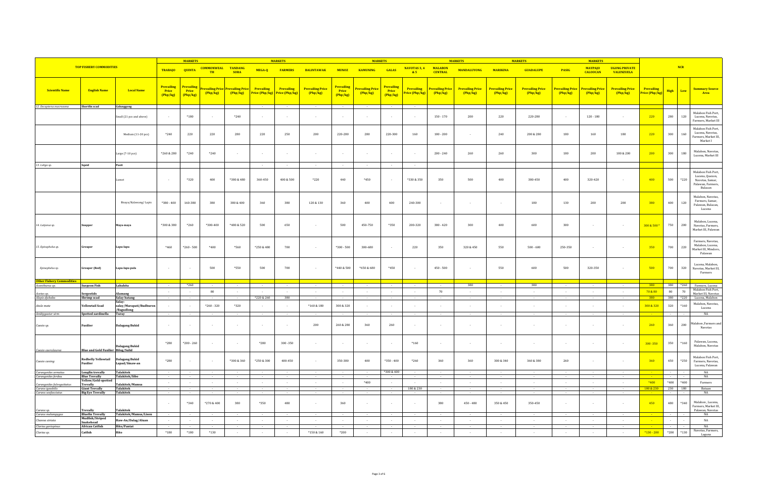| TOP FISHERY COMMODITIES | | | MARKETS | | | | MARKETS | | | MARKETS | | | | MARKETS | | MARKETS | | | MARKETS | | NCR | | | |
|---|---|---|---|---|---|---|---|---|---|---|---|---|---|---|---|---|---|---|---|---|---|---|---|---|
| | | | TRABAJO | QUINTA | COMMONWEALTH | TANDANG SORA | MEGA-Q | FARMERS | BALINTAWAK | MUNOZ | KAMUNING | GALAS | NAVOTAS 3, 4 & 5 | MALABON CENTRAL | MANDALUYONG | MARIKINA | GUADALUPE | PASIG | MAYPAJO CALOOCAN | UGONG PRIVATE VALENZUELA | | | | |
| Scientific Name | English Name | Local Name | Prevailing Price (Php/kg) | Prevailing Price (Php/kg) | Prevailing Price (Php/kg) | Prevailing Price (Php/kg) | Prevailing Price (Php/kg) | Prevailing Price (Php/kg) | Prevailing Price (Php/kg) | Prevailing Price (Php/kg) | Prevailing Price (Php/kg) | Prevailing Price (Php/kg) | Prevailing Price (Php/kg) | Prevailing Price (Php/kg) | Prevailing Price (Php/kg) | Prevailing Price (Php/kg) | Prevailing Price (Php/kg) | Prevailing Price (Php/kg) | Prevailing Price (Php/kg) | Prevailing Price (Php/kg) | Prevailing Price (Php/kg) | High | Low | Summary Source Area |
| 12. Decapterus macrosoma | Shortfin scad | Galunggong | | | | | - | - | - | - | - | - | - | | | | | | | | | | | |
| | | Small (21 pcs and above) | - | *180 | - | *240 | - | - | - | - | - | - | - | 150 - 170 | 200 | 220 | 220-280 | - | 120 - 180 | - | 220 | 280 | 120 | Malabon Fish Port, Lucena, Navotas, Farmers, Market III |
| | | Medium (11-20 pcs) | *240 | 220 | 220 | 280 | 220 | 250 | 200 | 220-280 | 280 | 220-300 | 160 | 180 - 200 | - | 240 | 200 & 280 | 180 | 160 | 180 | 220 | 300 | 160 | Malabon Fish Port, Lucena, Navotas, Farmers, Market III, Market I |
| | | Large (7-10 pcs) | *260 & 280 | *240 | *240 | - | - | - | - | - | - | - | - | 200 - 240 | 260 | 260 | 300 | 180 | 200 | 180 & 200 | 200 | 300 | 180 | Malabon, Navotas, Lucena, Market III |
| 13. Loligo sp. | Squid | Pusit | | | | | - | - | - | - | - | - | - | | | | | | | | | | | |
| | | Lumot | - | *320 | 400 | *380 & 480 | 360-450 | 400 & 500 | *220 | 440 | *450 | - | *330 & 350 | 350 | 500 | 400 | 380-450 | 400 | 320-420 | - | 400 | 500 | *220 | Malabon Fish Port, Lucena, Quezon, Navotas, Samar, Palawan, Farmers, Bulacan |
| | | Bisaya/Kalawang/ Lapis | *380 - 400 | 160-380 | 380 | 380 & 400 | 360 | 380 | 120 & 130 | 360 | 400 | 400 | 240-300 | - | - | - | 180 | 130 | 200 | 200 | 380 | 400 | 120 | Malabon, Navotas, Farmers, Samar, Palawan, Bulacan, Lucena |
| 14. Lutjanus sp. | Snapper | Maya-maya | *300 & 380 | *260 | *300-400 | *400 & 520 | 500 | 650 | - | 500 | 450-750 | *350 | 200-320 | 380 - 420 | 300 | 400 | 600 | 300 | - | - | 300 & 500 ³ | 750 | 200 | Malabon, Lucena, Navotas, Farmers, Market III, Palawan |
| 15. Epinephelus sp. | Grouper | Lapu-lapu | *460 | *260 - 500 | *400 | *560 | *250 & 480 | 700 | - | *300 - 500 | 300-680 | - | 220 | 350 | 320 & 450 | 550 | 500 - 600 | 250-350 | - | - | 350 | 700 | 220 | Farmers, Navotas, Malabon, Lucena, Market III, Mindoro, Palawan |
| Epinephelus sp. | Grouper (Red) | Lapu-lapu pula | - | - | 500 | *550 | 500 | 700 | - | *440 & 500 | *650 & 680 | *450 | - | 450 - 500 | - | 550 | 600 | 500 | 320-350 | - | 500 | 700 | 320 | Lucena, Malabon, Navotas, Market III, Farmers |
| Other Fishery Commodities | | | | | | | | | | | | | | | | | | | | | | | | |
| Acanthurus sp. | Surgeon Fish | Labahita | - | *260 | - | - | - | - | - | - | - | - | - | - | 380 | - | 380 | - | - | - | 380 | 380 | *260 | Farmers, Lucena |
| Acetes sp. | Sergestids | Alamang | - | - | 80 | - | - | - | - | - | - | - | - | 70 | - | - | - | - | - | - | 70 & 80 | 80 | 70 | Malabon Fish Port, Market III, Navotas |
| Alepes djebaba | Shrimp scad | Salay batang | - | - | - | - | *220 & 260 | 380 | - | - | - | - | - | - | - | - | - | - | - | - | 380 | 380 | *220 | Lucena, Malabon |
| Atule mate | Yellowtail Scad | Salay-salay/Marapati/Budburon/Bagudlong | - | - | *260 - 320 | *320 | - | - | *160 & 180 | 300 & 320 | - | - | - | - | - | - | - | - | - | - | 300 & 320 | 320 | *160 | Malabon, Navotas, Lucena |
| Amblygaster sirm | Spotted sardinella | Turay | - | - | - | - | - | - | - | - | - | - | - | - | - | - | - | - | - | - | - | - | - | NA |
| Caesio sp. | Fusilier | Dalagang Bukid | - | - | - | - | - | - | 200 | 260 & 280 | 360 | 260 | - | - | - | - | - | - | - | - | 260 | 360 | 200 | Malabon ,Farmers and Navotas |
| Caesio caerulaurea | Blue and Gold Fusilier | Dalagang Bukid Bilog/Sulid | *280 | *200 - 260 | - | - | *280 | 300 -350 | - | - | - | - | *160 | - | - | - | - | - | - | - | 300 -350 | 350 | *160 | Palawan, Lucena, Malabon, Navotas |
| Caesio cuning | Redbelly Yellowtail Fusilier | Dalagang Bukid Lapad/Sinaw-an | *280 | - | - | *300 & 360 | *250 & 300 | 400-450 | - | 350-380 | 400 | *350 - 400 | *260 | 360 | 360 | 300 & 340 | 360 & 380 | 260 | - | - | 360 | 450 | *250 | Malabon Fish Port, Farmers, Navotas, Lucena, Palawan |
| Carangoides armatus | Longfin trevally | Talakitok | - | - | - | - | - | - | - | - | - | *300 & 400 | - | - | - | - | - | - | - | - | - | - | - | NA |
| Carangoides ferdau | Blue Trevally | Talakitok/Sibo | - | - | - | - | - | - | - | - | - | - | - | - | - | - | - | - | - | - | - | - | - | NA |
| Carangoides fulvoguttatus | Yellow/Gold-spotted Trevally | Talakitok/Mamsa | - | - | - | - | - | - | - | - | *400 | - | - | - | - | - | - | - | - | - | *400 | *400 | *400 | Farmers |
| Caranx ignobilis | Giant Trevally | Talakitok | - | - | - | - | - | - | - | - | - | - | 180 & 230 | - | - | - | - | - | - | - | 180 & 230 | 230 | 180 | Bataan |
| Caranx sexfasciatus | Big Eye Trevally | Talakitok | - | - | - | - | - | - | - | - | - | - | - | - | - | - | - | - | - | - | - | - | - | NA |
| Caranx sp. | Trevally | Talakitok | - | *340 | *270 & 400 | 380 | *350 | 480 | - | 360 | - | - | - | 380 | 450 - 480 | 350 & 450 | 350-450 | - | - | - | 450 | 480 | *340 | Malabon , Lucena, Farmers, Market III, Palawan, Navotas |
| Caranx melampygus | Bluefin Trevally | Talakitok/Mamsa/Lison | - | - | - | - | - | - | - | - | - | - | - | - | - | - | - | - | - | - | - | - | - | NA |
| Channa striata | Mudfish/Striped Snakehead | Haw-An/Dalag/Aluan | - | - | - | - | - | - | - | - | - | - | - | - | - | - | - | - | - | - | - | - | - | NA |
| Clarias gariepinus | African Catfish | Hito/Pantat | - | - | - | - | - | - | - | - | - | - | - | - | - | - | - | - | - | - | - | - | - | NA |
| Clarias sp. | Catfish | Hito | *180 | *180 | *130 | - | - | - | *150 & 160 | *200 | - | - | - | - | - | - | - | - | - | - | *130 - 200 | *200 | *130 | Navotas, Farmers, Laguna |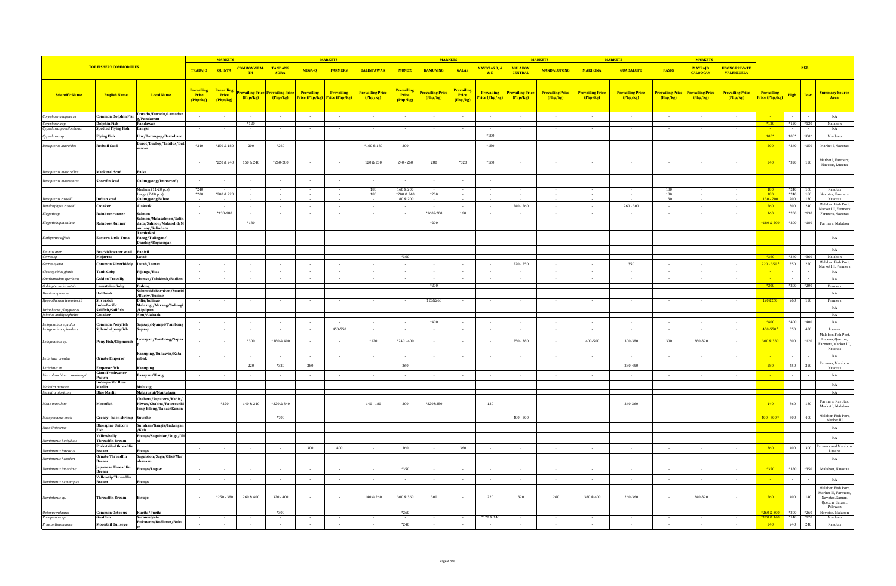| TOP FISHERY COMMODITIES | | | MARKETS | | | | | | | | | | | | | | | | | | | NCR | | | |
|---|---|---|---|---|---|---|---|---|---|---|---|---|---|---|---|---|---|---|---|---|---|---|---|---|---|
| | | | TRABAJO | QUINTA | COMMONWEALTH | TANDANG SORA | MEGA-Q | FARMERS | BALINTAWAK | MUNOZ | KAMUNING | GALAS | NAVOTAS 3, 4 & 5 | MALABON CENTRAL | MANDALUYONG | MARIKINA | GUADALUPE | PASIG | MAYPAJO CALOOCAN | UGONG PRIVATE VALENZUELA | | | | |
| Scientific Name | English Name | Local Name | Prevailing Price (Php/kg) | Prevailing Price (Php/kg) | Prevailing Price (Php/kg) | Prevailing Price (Php/kg) | Prevailing Price (Php/kg) | Prevailing Price (Php/kg) | Prevailing Price (Php/kg) | Prevailing Price (Php/kg) | Prevailing Price (Php/kg) | Prevailing Price (Php/kg) | Prevailing Price (Php/kg) | Prevailing Price (Php/kg) | Prevailing Price (Php/kg) | Prevailing Price (Php/kg) | Prevailing Price (Php/kg) | Prevailing Price (Php/kg) | Prevailing Price (Php/kg) | Prevailing Price (Php/kg) | Prevailing Price (Php/kg) | High | Low | Summary Source Area |
| Coryphaena hippurus | Common Dolphin Fish | Dorado/Duradu/Lamadang/Pandawan | - | - | - | - | - | - | - | - | - | - | - | - | - | - | - | - | - | - | - | - | - | NA |
| Coryphaena sp. | Dolphin Fish | Pandawan | - | - | *120 | - | - | - | - | - | - | - | - | - | - | - | - | - | - | - | *120 | *120 | *120 | Malabon |
| Cypselurus poecilopterus | Spotted Flying Fish | Bangsi | - | - | - | - | - | - | - | - | - | - | - | - | - | - | - | - | - | - | - | - | - | NA |
| Cypselurus sp. | Flying Fish | Iliw/Barongoy/Baro-baro | - | - | - | - | - | - | - | - | - | - | *100 | - | - | - | - | - | - | - | 100* | 100* | 100* | Mindoro |
| Decapterus kurroides | Redtail Scad | Burot/Budloy/Tabilos/Butsawan | *240 | *150 & 180 | 200 | *260 | - | - | *160 & 180 | 200 | - | - | *150 | - | - | - | - | - | - | - | 200 | *260 | *150 | Market I, Navotas |
| Decapterus macarellus | Mackerel Scad | Balsa | - | *220 & 240 | 150 & 240 | *260-280 | - | - | 120 & 200 | 240 - 260 | 280 | *320 | *160 | - | - | - | - | - | - | - | 240 | *320 | 120 | Market I, Farmers, Navotas, Lucena |
| Decapterus macrosoma | Shortfin Scad | Galunggong (Imported) | - | - | - | - | - | - | - | - | - | - | - | | | | | | | | | | | |
| | | Medium (11-20 pcs) | *240 | - | - | - | - | - | 180 | 160 & 200 | - | - | - | - | - | - | - | 180 | - | - | 180 | *240 | 160 | Navotas |
| | | Large (7-10 pcs) | *200 | *200 & 220 | - | - | - | - | 180 | *200 & 240 | *200 | - | - | - | - | - | - | 180 | - | - | 180 | *240 | 180 | Navotas, Farmers |
| Decapterus russelli | Indian scad | Galunggong Babae | - | - | - | - | - | - | - | 180 & 200 | - | - | - | - | - | - | - | 130 | - | - | 130 - 200 | 200 | 130 | Navotas |
| Dendrophysa russelii | Croaker | Alakaak | - | - | - | - | - | - | - | - | - | - | - | 240 - 260 | - | - | 260 - 300 | - | - | - | 260 | 300 | 240 | Malabon Fish Port, Market III, Farmers |
| Elagatis sp. | Rainbow runner | Salmon | - | *130-180 | - | - | - | - | - | - | *160&200 | 160 | - | - | - | - | - | - | - | - | 160 | *200 | *130 | Farmers, Navotas |
| Elagatis bipinnulata | Rainbow Runner | Salmon/Malasalmon/Salindato/Salmon/Malasolid/Manilaay/Salindatu | - | - | *180 | - | - | - | - | - | *200 | - | - | - | - | - | - | - | - | - | *180 & 200 | *200 | *180 | Farmers, Malabon |
| Euthynnus affinis | Eastern Little Tuna | Tambakol Parag/Tulingan/Damlog/Bogaongan | - | - | - | - | - | - | - | - | - | - | - | - | - | - | - | - | - | - | - | - | - | NA |
| Faunus ater | Brackish water snail | Banisil | - | - | - | - | - | - | - | - | - | - | - | - | - | - | - | - | - | - | - | - | - | NA |
| Gerres sp. | Mojarras | Latab | - | - | - | - | - | - | - | *360 | - | - | - | - | - | - | - | - | - | - | *360 | *360 | *360 | Malabon |
| Gerres oyena | Common Silverbiddy | Latab/Lamas | - | - | - | - | - | - | - | - | - | - | - | 220 - 250 | - | - | 350 | - | - | - | 220 - 350* | 350 | 220 | Malabon Fish Port, Market III |
| Glossogobius giuris | Tank Goby | Pijanga/Bias | - | - | - | - | - | - | - | - | - | - | - | - | - | - | - | - | - | - | - | - | - | NA |
| Gnathanodon speciosus | Golden Trevally | Mamsa/Talakitok/Badlon | - | - | - | - | - | - | - | - | - | - | - | - | - | - | - | - | - | - | - | - | - | NA |
| Gobiopterus lacustris | Lacustrine Goby | Dulong | - | - | - | - | - | - | - | - | *200 | - | - | - | - | - | - | - | - | - | *200 | *200 | *200 | Farmers |
| Hemiramphus sp. | Halfbeak | Salurasid/Borokon/Suasid/Bugiw/Buging | - | - | - | - | - | - | - | - | - | - | - | - | - | - | - | - | - | - | - | - | - | NA |
| Hypoatherina temminckii | Silverside | Dilis/bolinao | - | - | - | - | - | - | - | - | 120&260 | - | - | - | - | - | - | - | - | - | 120&260 | 260 | 120 | Farmers |
| Istiophorus platypterus | Indo-Pacific Sailfish/Sailfish | Malasugi/Marang/Solisogi/Liplipan | - | - | - | - | - | - | - | - | - | - | - | - | - | - | - | - | - | - | - | - | - | NA |
| Johnius amblycephalus | Croaker | Abu/Alakaak | - | - | - | - | - | - | - | - | - | - | - | - | - | - | - | - | - | - | - | - | - | NA |
| Leiognathus equulus | Common Ponyfish | Sapsap/Kyampi/Tambong | - | - | - | - | - | - | - | - | *400 | - | - | - | - | - | - | - | - | - | *400 | *400 | *400 | NA |
| Leiognathus splendens | Splendid ponyfish | Sapsap | - | - | - | - | - | 450-550 | - | - | - | - | - | - | - | - | - | - | - | - | 450-550* | 550 | 450 | Lucena |
| Leiognathus sp. | Pony Fish/Slipmouth | Lawayan/Tambong/Sapsap | - | - | *300 | *300 & 400 | - | - | *120 | *240 - 400 | - | - | - | 250 - 380 | - | 400-500 | 300-380 | 300 | 280-320 | - | 300 & 380 | 500 | *120 | Malabon Fish Port, Lucena, Quezon, Farmers, Market III, Navotas |
| Lethrinus ornatus | Ornate Emperor | Kanuping/Bukawin/Katambak | - | - | - | - | - | - | - | - | - | - | - | - | - | - | - | - | - | - | - | - | - | NA |
| Lethrinus sp. | Emperor fish | Kanuping | - | - | 220 | *320 | 280 | - | - | 360 | - | - | - | - | - | - | 280-450 | - | - | - | 280 | 450 | 220 | Farmers, Malabon, Navotas |
| Macrobrachium rosenbergii | Giant Freshwater Prawn | Pasayan/Ulang | - | - | - | - | - | - | - | - | - | - | - | - | - | - | - | - | - | - | - | - | - | NA |
| Makaira mazara | Indo-pacific Blue Marlin | Malasugi | - | - | - | - | - | - | - | - | - | - | - | - | - | - | - | - | - | - | - | - | - | NA |
| Makaira nigricans | Blue Marlin | Malasugui/Mantalaan | - | - | - | - | - | - | - | - | - | - | - | - | - | - | - | - | - | - | - | - | - | NA |
| Mene maculata | Moonfish | Chabeta/Sapatero/Kadis/Hiwas/Chabita/Pateros/Bilong-Bilong/Tabas/Kunan | - | *220 | 140 & 240 | *320 & 340 | - | - | 140 - 180 | 200 | *320&350 | - | 130 | - | - | - | 260-360 | - | - | - | 140 | 360 | 130 | Farmers, Navotas, Market I, Malabon |
| Metapenaeus ensis | Greasy - back shrimp | Suwahe | - | - | - | *700 | - | - | - | - | - | - | - | 400 - 500 | - | - | - | - | - | - | 400 - 500* | 500 | 400 | Malabon Fish Port, Market III |
| Naso Unicornis | Bluespine Unicorn Fish | Surahan/Gangis/Indangan/Kais | - | - | - | - | - | - | - | - | - | - | - | - | - | - | - | - | - | - | - | - | - | NA |
| Nemipterus bathybius | Yellowbelly Threadfin Bream | Bisugo/Saguision/Suga/Olisi | - | - | - | - | - | - | - | - | - | - | - | - | - | - | - | - | - | - | - | - | - | NA |
| Nemipterus furcosus | Fork-tailed threadfin bream | Bisugo | - | - | - | - | 300 | 400 | - | 360 | - | 360 | - | - | - | - | - | - | - | - | 360 | 400 | 300 | Farmers and Malabon, Lucena |
| Nemipterus hexodon | Ornate Threadfin Bream | Saguision/Suga/Olisi/Marabaraan | - | - | - | - | - | - | - | - | - | - | - | - | - | - | - | - | - | - | - | - | - | NA |
| Nemipterus japonicus | Japanese Threadfin Bream | Bisugo/Lagaw | - | - | - | - | - | - | - | *350 | - | - | - | - | - | - | - | - | - | - | *350 | *350 | *350 | Malabon, Navotas |
| Nemipterus nematopus | Yellowtip Threadfin Bream | Bisugo | - | - | - | - | - | - | - | - | - | - | - | - | - | - | - | - | - | - | - | - | - | NA |
| Nemipterus sp. | Threadfin Bream | Bisugo | - | *250 - 380 | 260 & 400 | 320 - 400 | - | - | 140 & 260 | 300 & 360 | 300 | - | 220 | 320 | 260 | 380 & 400 | 260-360 | - | 240-320 | - | 260 | 400 | 140 | Malabon Fish Port, Market III, Farmers, Navotas, Samar, Quezon, Bataan, Palawan |
| Octopus vulgaris | Common Octopus | Kugita/Pugita | - | - | - | *300 | - | - | - | *260 | - | - | - | - | - | - | - | - | - | - | *260 & 300 | *300 | *260 | Navotas, Malabon |
| Parupeneus sp. | Goatfish | Saramulyete | - | - | - | - | - | - | - | - | - | - | *120 & 140 | - | - | - | - | - | - | - | *120 & 140 | *140 | *120 | Mindoro |
| Priacanthus hamrur | Moontail Bullseye | Bukawon/Budlatan/Bukaw | - | - | - | - | - | - | - | *240 | - | - | - | - | - | - | - | - | - | - | 240 | 240 | 240 | Navotas |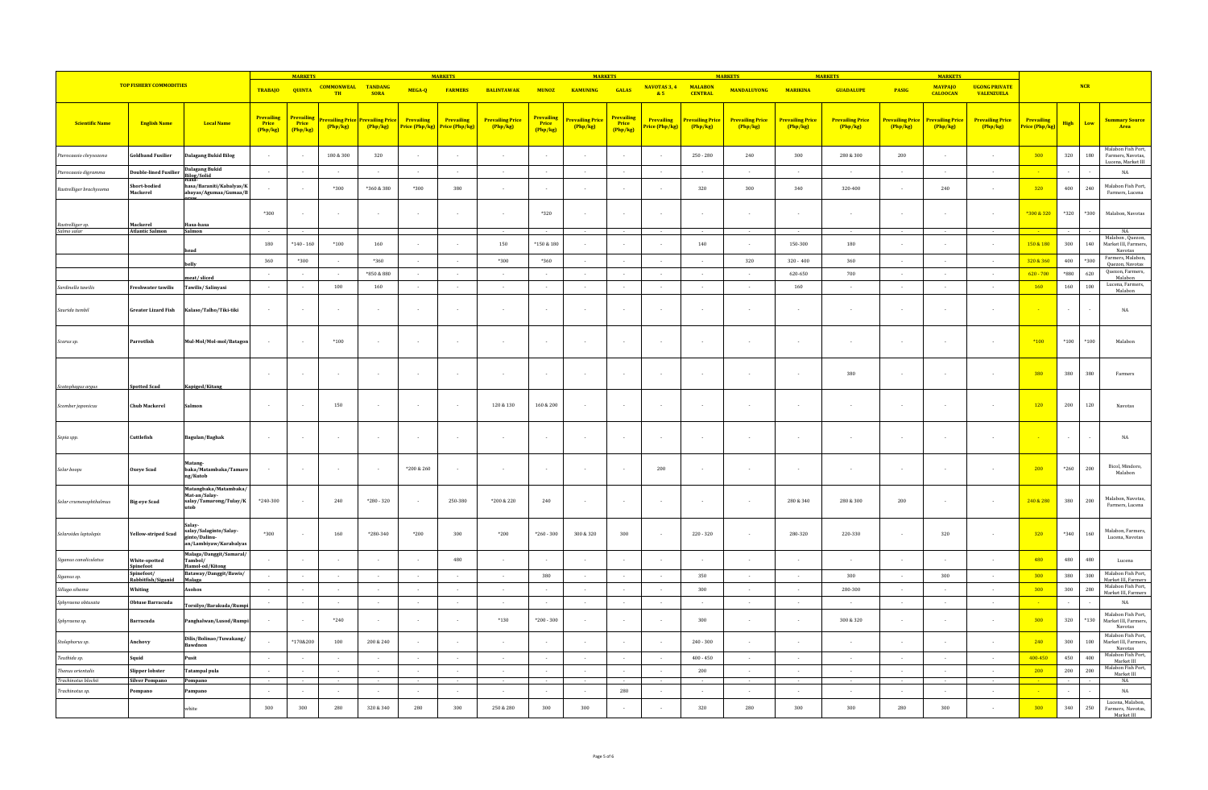| TOP FISHERY COMMODITIES | | | MARKETS | | | | MARKETS | | | MARKETS | | | | MARKETS | | MARKETS | | | MARKETS | | NCR | | | |
|---|---|---|---|---|---|---|---|---|---|---|---|---|---|---|---|---|---|---|---|---|---|---|---|---|
| | | | TRABAJO | QUINTA | COMMONWEALTH | TANDANG SORA | MEGA-Q | FARMERS | BALINTAWAK | MUNOZ | KAMUNING | GALAS | NAVOTAS 3, 4 & 5 | MALABON CENTRAL | MANDALUYONG | MARIKINA | GUADALUPE | PASIG | MAYPAJO CALOOCAN | UGONG PRIVATE VALENZUELA | | | | |
| Scientific Name | English Name | Local Name | Prevailing Price (Php/kg) | Prevailing Price (Php/kg) | Prevailing Price (Php/kg) | Prevailing Price (Php/kg) | Prevailing Price (Php/kg) | Prevailing Price (Php/kg) | Prevailing Price (Php/kg) | Prevailing Price (Php/kg) | Prevailing Price (Php/kg) | Prevailing Price (Php/kg) | Prevailing Price (Php/kg) | Prevailing Price (Php/kg) | Prevailing Price (Php/kg) | Prevailing Price (Php/kg) | Prevailing Price (Php/kg) | Prevailing Price (Php/kg) | Prevailing Price (Php/kg) | Prevailing Price (Php/kg) | Prevailing Price (Php/kg) | High | Low | Summary Source Area |
| Pterocaesio chrysozona | Goldband Fusilier | Dalagang Bukid Bilog | - | - | 180 & 300 | 320 | - | - | - | - | - | - | - | 250 - 280 | 240 | 300 | 280 & 300 | 200 | - | - | 300 | 320 | 180 | Malabon Fish Port, Farmers, Navotas, Lucena, Market III |
| Pterocaesio digramma | Double-lined Fusilier | Dalagang Bukid Bilog/Solid | - | - | - | - | - | - | - | - | - | - | - | - | - | - | - | - | - | - | - | - | - | NA |
| Rastrelliger brachysoma | Short-bodied Mackerel | Hasa-hasa/Baraniti/Kabalyas/Kabayas/Agumaa/Gumaa/B... | - | - | *300 | *360 & 380 | *300 | 380 | - | - | - | - | - | 320 | 300 | 340 | 320-400 | - | 240 | - | 320 | 400 | 240 | Malabon Fish Port, Farmers, Lucena |
| Rastrelliger sp. | Mackerel | Hasa-hasa | *300 | - | - | - | - | - | - | *320 | - | - | - | - | - | - | - | - | - | - | *300 & 320 | *320 | *300 | Malabon, Navotas |
| Salmo salar | Atlantic Salmon | Salmon | - | - | | | | | - | - | - | - | - | - | - | - | - | - | - | - | - | - | - | NA |
| | | head | 180 | *140 - 160 | *100 | 160 | - | - | 150 | *150 & 180 | - | - | - | 140 | - | 150-300 | 180 | - | - | - | 150 & 180 | 300 | 140 | Malabon , Quezon, Market III, Farmers, Navotas |
| | | belly | 360 | *300 | - | *360 | - | - | *300 | *360 | - | - | - | - | 320 | 320 - 400 | 360 | - | - | - | 320 & 360 | 400 | *300 | Farmers, Malabon, Quezon, Navotas |
| | | meat/ sliced | - | - | - | *850 & 880 | - | - | - | - | - | - | - | - | - | 620-650 | 700 | - | - | - | 620 - 700 | *880 | 620 | Quezon, Farmers, Malabon |
| Sardinella tawilis | Freshwater tawilis | Tawilis/ Salinyasi | - | - | 100 | 160 | - | - | - | - | - | - | - | - | - | 160 | - | - | - | - | 160 | 160 | 100 | Lucena, Farmers, Malabon |
| Saurida tumbil | Greater Lizard Fish | Kalaso/Talho/Tiki-tiki | - | - | - | - | - | - | - | - | - | - | - | - | - | - | - | - | - | - | - | - | - | NA |
| Scarus sp. | Parrotfish | Mul-Mol/Mol-mol/Batagon | - | - | *100 | - | - | - | - | - | - | - | - | - | - | - | - | - | - | - | *100 | *100 | *100 | Malabon |
| Scatophagus argus | Spotted Scad | Kapiged/Kitang | - | - | - | - | - | - | - | - | - | - | - | - | - | - | 380 | - | - | - | 380 | 380 | 380 | Farmers |
| Scomber japonicus | Chub Mackerel | Salmon | - | - | 150 | - | - | - | 120 & 130 | 160 & 200 | - | - | - | - | - | - | - | - | - | - | 120 | 200 | 120 | Navotas |
| Sepia spp. | Cuttlefish | Bagulan/Baghak | - | - | - | - | - | - | - | - | - | - | - | - | - | - | - | - | - | - | - | - | - | NA |
| Selar boops | Oxeye Scad | Matang-baka/Matambaka/Tamarong/Kutob | - | - | - | - | *200 & 260 | - | - | - | - | - | 200 | - | - | - | - | - | - | - | 200 | *260 | 200 | Bicol, Mindoro, Malabon |
| Selar crumenophthalmus | Big-eye Scad | Matangbaka/Matambaka/Mat-an/Salay-salay/Tamarong/Tulay/Kutob | *240-300 | - | 240 | *280 - 320 | - | 250-300 | *200 & 220 | 240 | - | - | - | - | - | 280 & 340 | 280 & 300 | 200 | - | - | 240 & 280 | 380 | 200 | Malabon, Navotas, Farmers, Lucena |
| Selaroides leptolepis | Yellow-striped Scad | Salay-salay/Salaginto/Salay-ginto/Dalinu-an/Lambiyaw/Karabalyas | *300 | - | 160 | *280-340 | *200 | 300 | *200 | *260 - 300 | 300 & 320 | 300 | - | 220 - 320 | - | 280-320 | 220-330 | - | 320 | - | 320 | *340 | 160 | Malabon, Farmers, Lucena, Navotas |
| Siganus canaliculatus | White-spotted Spinefoot | Malaga/Danggit/Samaral/Tambol/Hamol-od/Kitong | - | - | - | - | - | 480 | - | - | - | - | - | - | - | - | - | - | - | - | 480 | 480 | 480 | Lucena |
| Siganus sp. | Spinefoot/Rabbitfish/Siganid | Bataway/Danggit/Bawis/Malaga | - | - | - | - | - | - | - | 380 | - | - | - | 350 | - | - | 300 | - | 300 | - | 300 | 380 | 300 | Malabon Fish Port, Market III, Farmers |
| Sillago sihama | Whiting | Asohos | - | - | - | - | - | - | - | - | - | - | - | 300 | - | - | 280-300 | - | - | - | 300 | 300 | 280 | Malabon Fish Port, Market III, Farmers |
| Sphyraena obtusata | Obtuse Barracuda | Torsilyo/Barakuda/Rumpi | - | - | - | - | - | - | - | - | - | - | - | - | - | - | - | - | - | - | - | - | - | NA |
| Sphyraena sp. | Barracuda | Panghalwan/Lusod/Rumpi | - | - | *240 | - | - | - | *130 | *200 - 300 | - | - | - | 300 | - | - | 300 & 320 | - | - | - | 300 | 320 | *130 | Malabon Fish Port, Market III, Farmers, Navotas |
| Stolephorus sp. | Anchovy | Dilis/Bolinao/Tuwakang/Bawdnon | - | *170&200 | 100 | 200 & 240 | - | - | - | - | - | - | - | 240 - 300 | - | - | - | - | - | - | 240 | 300 | 100 | Malabon Fish Port, Market III, Farmers, Navotas |
| Teuthida sp. | Squid | Pusit | - | - | - | - | - | - | - | - | - | - | - | 400 - 450 | - | - | - | - | - | - | 400-450 | 450 | 400 | Malabon Fish Port, Market III |
| Thenus orientalis | Slipper lobster | Tatampal pula | - | - | - | - | - | - | - | - | - | - | - | 200 | - | - | - | - | - | - | 200 | 200 | 200 | Malabon Fish Port, Market III |
| Trachinotus blochii | Silver Pompano | Pompano | - | - | - | - | - | - | - | - | - | - | - | - | - | - | - | - | - | - | - | - | - | NA |
| Trachinotus sp. | Pompano | Pampano | - | - | - | - | - | - | - | - | - | 280 | - | - | - | - | - | - | - | - | - | - | - | NA |
| | | white | 300 | 300 | 280 | 320 & 340 | 280 | 300 | 250 & 280 | 300 | 300 | - | - | 320 | 280 | 300 | 300 | 280 | 300 | - | 300 | 340 | 250 | Lucena, Malabon, Farmers, Navotas, Market III |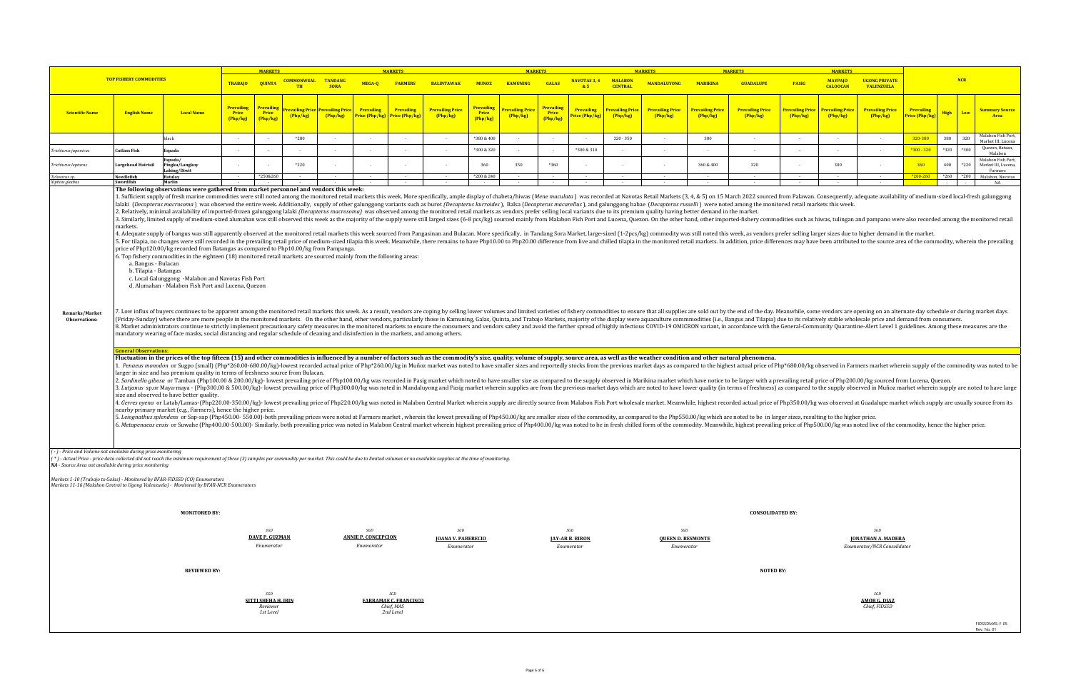| TOP FISHERY COMMODITIES | | | MARKETS | | | | MARKETS | | | MARKETS | | | | MARKETS | | MARKETS | | | MARKETS | | NCR | | | |
|---|---|---|---|---|---|---|---|---|---|---|---|---|---|---|---|---|---|---|---|---|---|---|---|---|
| | | | TRABAJO | QUINTA | COMMONWEALTH | TANDANG SORA | MEGA-Q | FARMERS | BALINTAWAK | MUNOZ | KAMUNING | GALAS | NAVOTAS 3, 4 & 5 | MALABON CENTRAL | MANDALUYONG | MARIKINA | GUADALUPE | PASIG | MAYPAJO CALOOCAN | UGONG PRIVATE VALENZUELA | | | | |
| Scientific Name | English Name | Local Name | Prevailing Price (Php/kg) | Prevailing Price (Php/kg) | Prevailing Price (Php/kg) | Prevailing Price (Php/kg) | Prevailing Price (Php/kg) | Prevailing Price (Php/kg) | Prevailing Price (Php/kg) | Prevailing Price (Php/kg) | Prevailing Price (Php/kg) | Prevailing Price (Php/kg) | Prevailing Price (Php/kg) | Prevailing Price (Php/kg) | Prevailing Price (Php/kg) | Prevailing Price (Php/kg) | Prevailing Price (Php/kg) | Prevailing Price (Php/kg) | Prevailing Price (Php/kg) | Prevailing Price (Php/kg) | Prevailing Price (Php/kg) | High | Low | Summary Source Area |
| | | black | - | - | *280 | - | - | - | - | *380 & 400 | - | - | - | 320 - 350 | - | 380 | - | - | - | - | 320-380 | 380 | 320 | Malabon Fish Port, Market III, Lucena |
| Trichiurus japonicus | Cutlass Fish | Espada | - | - | - | - | - | - | - | *300 & 320 | - | - | *300 & 310 | - | - | - | - | - | - | - | *300 - 320 | *320 | *300 | Quezon, Bataan, Malabon |
| Trichiurus lepturus | Largehead Hairtail | Espada/ Pingka/Langkoy Lahing/Diwit | - | - | *220 | - | - | - | - | 360 | 350 | *360 | - | - | - | 360 & 400 | 320 | - | 300 | - | 360 | 400 | *220 | Malabon Fish Port, Market III, Lucena, Farmers |
| Tylosurus sp. | Needlefish | Batalay | - | *250&260 | - | - | - | - | - | *200 & 240 | - | - | - | - | - | - | - | - | - | - | *200-260 | *260 | *200 | Malabon, Navotas |
| Xiphias gladius | Swordfish | Marlin | - | - | - | - | - | - | - | - | - | - | - | - | - | - | - | - | - | - | - | - | - | NA |

**Remarks/Market Observations:**

**The following observations were gathered from market personnel and vendors this week:**

1. Sufficient supply of fresh marine commodities were still noted among the monitored retail markets this week. More specifically, ample display of chabeta/hiwas (*Mene maculata*) was recorded at Navotas Retail Markets (3, 4, & 5) on 15 March 2022 sourced from Palawan. Consequently, adequate availability of medium-sized local-fresh galunggong lalaki (*Decapterus macrosoma*) was observed the entire week. Additionally, supply of other galunggong variants such as burot *(Decapterus kurroides*), Balsa (*Decapterus macarellus*), and galunggong babae (*Decapterus russelli*) were noted among the monitored retail markets this week.
2. Relatively, minimal availability of imported-frozen galunggong lalaki *(Decapterus macrosoma)* was observed among the monitored retail markets as vendors prefer selling local variants due to its premium quality having better demand in the market.
3. Similarly, limited supply of medium-sized alumahan was still observed this week as the majority of the supply were still larged sizes (6-8 pcs/kg) sourced mainly from Malabon Fish Port and Lucena, Quezon. On the other hand, other imported-fishery commodities such as hiwas, tulingan and pampano were also recorded among the monitored retail markets.
4. Adequate supply of bangus was still apparently observed at the monitored retail markets this week sourced from Pangasinan and Bulacan. More specifically, in Tandang Sora Market, large-sized (1-2pcs/kg) commodity was still noted this week, as vendors prefer selling larger sizes due to higher demand in the market.
5. For tilapia, no changes were still recorded in the prevailing retail price of medium-sized tilapia this week. Meanwhile, there remains to have Php10.00 to Php20.00 difference from live and chilled tilapia in the monitored retail markets. In addition, price differences may have been attributed to the source area of the commodity, wherein the prevailing price of Php120.00/kg recorded from Batangas as compared to Php10.00/kg from Pampanga.
6. Top fishery commodities in the eighteen (18) monitored retail markets are sourced mainly from the following areas:
   a. Bangus - Bulacan
   b. Tilapia - Batangas
   c. Local Galunggong -Malabon and Navotas Fish Port
   d. Alumahan - Malabon Fish Port and Lucena, Quezon

7. Low influx of buyers continues to be apparent among the monitored retail markets this week. As a result, vendors are coping by selling lower volumes and limited varieties of fishery commodities to ensure that all supplies are sold out by the end of the day. Meanwhile, some vendors are opening on an alternate day schedule or during market days (Friday-Sunday) where there are more people in the monitored markets. On the other hand, other vendors, particularly those in Kamuning, Galas, Quinta, and Trabajo Markets, majority of the display were aquaculture commmodities (i.e., Bangus and Tilapia) due to its relatively stable wholesale price and demand from consumers.
8. Market administrators continue to strictly implement precautionary safety measures in the monitored markets to ensure the consumers and vendors safety and avoid the further spread of highly infectious COVID-19 OMICRON variant, in accordance with the General-Community Quarantine-Alert Level 1 guidelines. Among these measures are the mandatory wearing of face masks, social distancing and regular schedule of cleaning and disinfection in the markets, and among others.

**General Observations:**

**Fluctuation in the prices of the top fifteen (15) and other commodities is influenced by a number of factors such as the commodity's size, quality, volume of supply, source area, as well as the weather condition and other natural phenomena.**

1. *Penaeus monodon* or Sugpo (small) (Php*260.00-680.00/kg)-lowest recorded actual price of Php*260.00/kg in Muñoz market was noted to have smaller sizes and reportedly stocks from the previous market days as compared to the highest actual price of Php*680.00/kg observed in Farmers market wherein supply of the commodity was noted to be larger in size and has premium quality in terms of freshness source from Bulacan.
2. *Sardinella gibosa* or Tamban (Php100.00 & 200.00/kg)- lowest prevailing price of Php100.00/kg was recorded in Pasig market which noted to have smaller sizes as compared to the supply observed in Marikina market which have notice to be larger with a prevailing retail price of Php200.00/kg sourced from Lucena, Quezon.
3. *Lutjanus sp.*or Maya-maya - (Php300.00 & 500.00/kg)- lowest prevailing price of Php300.00/kg was noted in Mandaluyong and Pasig market wherein supplies are from the previous market days which are noted to have lower quality (in terms of freshness) as compared to the supply observed in Muñoz market wherein supply are noted to have large size and observed to have better quality.
4. *Gerres oyena* or Latab/Lamas-(Php220.00-350.00/kg)- lowest prevailing price of Php220.00/kg was noted in Malabon Central Market wherein supply are directly source from Malabon Fish Port wholesale market. Meanwhile, highest recorded actual price of Php350.00/kg was observed at Guadalupe market which supply are usually source from its nearby primary market (e.g., Farmers), hence the higher price.
5. *Leiognathus splendens* or Sap-sap (Php450.00- 550.00)-both prevailing prices were noted at Farmers market , wherein the lowest prevailing of Php450.00/kg are smaller sizes of the commodity, as compared to the Php550.00/kg which are noted to be in larger sizes, resulting to the higher price.
6. *Metapenaeus ensis* or Suwahe (Php400.00-500.00)- Similarly, both prevailing price was noted at Malabon Central market wherein highest prevailing price of Php400.00/kg was noted to be in fresh chilled form of the commodity. Meanwhile, highest prevailing price of Php500.00/kg was noted live of the commodity, hence the higher price.

*( - ) - Price and Volume not available during price monitoring*
*( * ) - Actual Price - price data collected did not reach the minimum requirement of three (3) samples per commodity per market. This could be due to limited volumes or no available supplies at the time of monitoring.*
*NA - Source Area not available during price monitoring*

*Markets 1-10 (Trabajo to Galas) - Monitored by BFAR-FIDSSD (CO) Enumerators*
*Markets 11-16 (Malabon Central to Ugong Valenzuela) - Monitored by BFAR-NCR Enumerators*

**MONITORED BY:**

*SGD* **DAVE P. GUZMAN** *Enumerator*

*SGD* **ANNIE P. CONCEPCION** *Enumerator*

*SGD* **JOANA V. PABERECIO** *Enumerator*

*SGD* **JAY-AR B. BIRON** *Enumerator*

*SGD* **QUEEN D. BESMONTE** *Enumerator*

**CONSOLIDATED BY:**

*SGD* **JONATHAN A. MADERA** *Enumerator/NCR Consolidator*

**REVIEWED BY:**

*SGD* **SITTI SHEHA H. IRIN** *Reviewer* *1st Level*

*SGD* **FARRAMAE C. FRANCISCO** *Chief, MAS* *2nd Level*

**NOTED BY:**

*SGD* **AMOR G. DIAZ** *Chief, FIDSSD*

FIDSSDMAS-F-05
Rev. No. 01